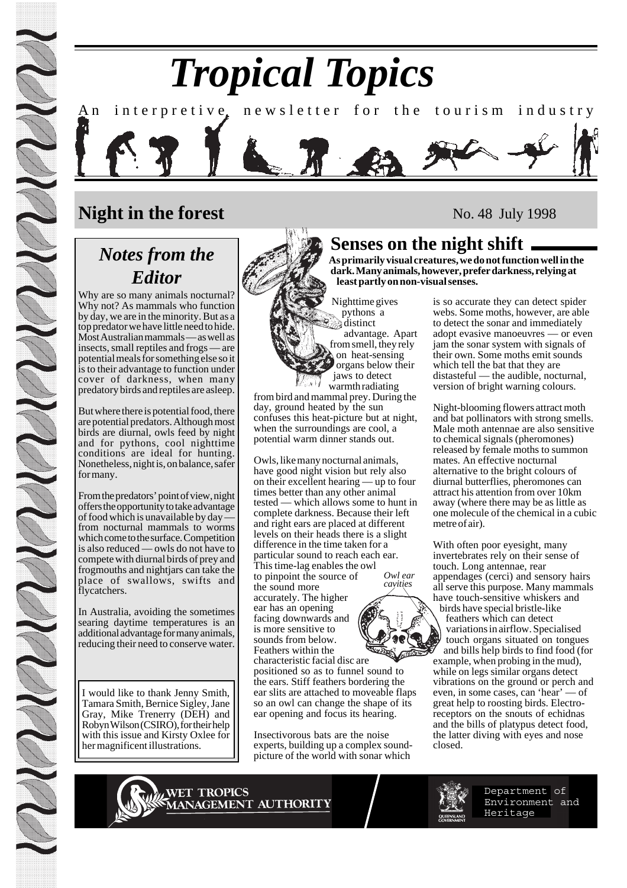# Tropical Topics

An interpretive newsletter for the tourism industry

## Night in the forest

No. 48 July 1998

## *Notes from the Editor*

Why are so many animals nocturnal? Why not? As mammals who function by day, we are in the minority. But as a top predator we have little need to hide. Most Australian mammals — as well as insects, small reptiles and frogs — are potential meals for something else so it is to their advantage to function under cover of darkness, when many predatory birds and reptiles are asleep.

But where there is potential food, there are potential predators. Although most birds are diurnal, owls feed by night and for pythons, cool nighttime conditions are ideal for hunting. Nonetheless, night is, on balance, safer for many.

From the predators' point of view, night offers the opportunity to take advantage of food which is unavailable by day — from nocturnal mammals to worms which come to the surface. Competition is also reduced — owls do not have to compete with diurnal birds of prey and frogmouths and nightjars can take the place of swallows, swifts and flycatchers.

In Australia, avoiding the sometimes searing daytime temperatures is an additional advantage for many animals, reducing their need to conserve water.

I would like to thank Jenny Smith, Tamara Smith, Bernice Sigley, Jane Gray, Mike Trenerry (DEH) and Robyn Wilson (CSIRO), for their help with this issue and Kirsty Oxlee for her magnificent illustrations.

## Senses on the night shift

**As primarily visual creatures, we do not function well in the dark. Many animals, however, prefer darkness, relying at least partly on non-visual senses.**

Nighttime gives pythons a distinct advantage. Apart from smell, they rely on heat-sensing organs below their jaws to detect warmth radiating from bird and mammal prey. During the day, ground heated by the sun confuses this heat-picture but at night, when the surroundings are cool, a potential warm dinner stands out.

Owls, like many nocturnal animals, have good night vision but rely also on their excellent hearing — up to four times better than any other animal tested — which allows some to hunt in complete darkness. Because their left and right ears are placed at different levels on their heads there is a slight difference in the time taken for a particular sound to reach each ear. This time-lag enables the owl to pinpoint the source of the sound more accurately. The higher ear has an opening facing downwards and is more sensitive to sounds from below. Feathers within the characteristic facial disc are positioned so as to funnel sound to the ears. Stiff feathers bordering the ear slits are attached to moveable flaps so an owl can change the shape of its ear opening and focus its hearing.

*Owl ear cavities*

Insectivorous bats are the noise experts, building up a complex sound-picture of the world with sonar which is so accurate they can detect spider webs. Some moths, however, are able to detect the sonar and immediately adopt evasive manoeuvres — or even jam the sonar system with signals of their own. Some moths emit sounds which tell the bat that they are distasteful — the audible, nocturnal, version of bright warning colours.

Night-blooming flowers attract moth and bat pollinators with strong smells. Male moth antennae are also sensitive to chemical signals (pheromones) released by female moths to summon mates. An effective nocturnal alternative to the bright colours of diurnal butterflies, pheromones can attract his attention from over 10km away (where there may be as little as one molecule of the chemical in a cubic metre of air).

With often poor eyesight, many invertebrates rely on their sense of touch. Long antennae, rear appendages (cerci) and sensory hairs all serve this purpose. Many mammals have touch-sensitive whiskers and birds have special bristle-like feathers which can detect variations in airflow. Specialised touch organs situated on tongues and bills help birds to find food (for example, when probing in the mud), while on legs similar organs detect vibrations on the ground or perch and even, in some cases, can 'hear' — of great help to roosting birds. Electro-receptors on the snouts of echidnas and the bills of platypus detect food, the latter diving with eyes and nose closed.

WET TROPICS MANAGEMENT AUTHORITY

Department of Environment and Heritage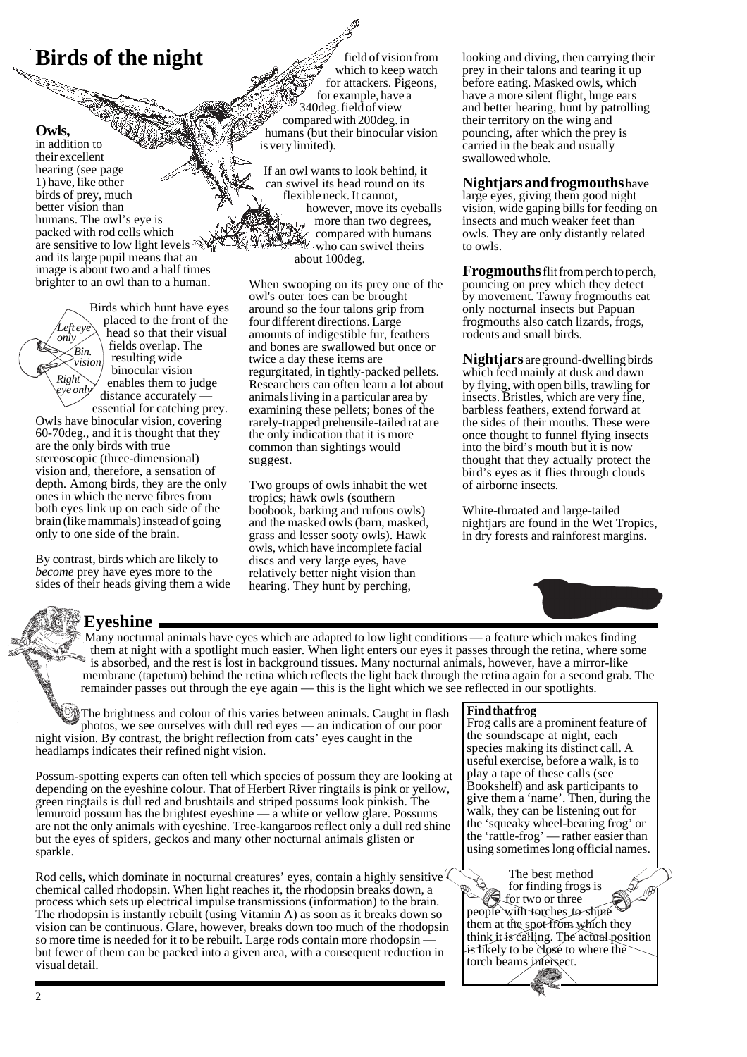# Birds of the night

**Owls,** in addition to their excellent hearing (see page 1) have, like other birds of prey, much better vision than humans. The owl's eye is packed with rod cells which are sensitive to low light levels and its large pupil means that an image is about two and a half times brighter to an owl than to a human.

Left eye only
Bin. vision
Right eye only

Birds which hunt have eyes placed to the front of the head so that their visual fields overlap. The resulting wide binocular vision enables them to judge distance accurately — essential for catching prey. Owls have binocular vision, covering 60-70deg., and it is thought that they are the only birds with true stereoscopic (three-dimensional) vision and, therefore, a sensation of depth. Among birds, they are the only ones in which the nerve fibres from both eyes link up on each side of the brain (like mammals) instead of going only to one side of the brain.

By contrast, birds which are likely to *become* prey have eyes more to the sides of their heads giving them a wide field of vision from which to keep watch for attackers. Pigeons, for example, have a 340deg. field of view compared with 200deg. in humans (but their binocular vision is very limited).

If an owl wants to look behind, it can swivel its head round on its flexible neck. It cannot, however, move its eyeballs more than two degrees, compared with humans who can swivel theirs about 100deg.

When swooping on its prey one of the owl's outer toes can be brought around so the four talons grip from four different directions. Large amounts of indigestible fur, feathers and bones are swallowed but once or twice a day these items are regurgitated, in tightly-packed pellets. Researchers can often learn a lot about animals living in a particular area by examining these pellets; bones of the rarely-trapped prehensile-tailed rat are the only indication that it is more common than sightings would suggest.

Two groups of owls inhabit the wet tropics; hawk owls (southern boobook, barking and rufous owls) and the masked owls (barn, masked, grass and lesser sooty owls). Hawk owls, which have incomplete facial discs and very large eyes, have relatively better night vision than hearing. They hunt by perching, looking and diving, then carrying their prey in their talons and tearing it up before eating. Masked owls, which have a more silent flight, huge ears and better hearing, hunt by patrolling their territory on the wing and pouncing, after which the prey is carried in the beak and usually swallowed whole.

**Nightjars and frogmouths** have large eyes, giving them good night vision, wide gaping bills for feeding on insects and much weaker feet than owls. They are only distantly related to owls.

**Frogmouths** flit from perch to perch, pouncing on prey which they detect by movement. Tawny frogmouths eat only nocturnal insects but Papuan frogmouths also catch lizards, frogs, rodents and small birds.

**Nightjars** are ground-dwelling birds which feed mainly at dusk and dawn by flying, with open bills, trawling for insects. Bristles, which are very fine, barbless feathers, extend forward at the sides of their mouths. These were once thought to funnel flying insects into the bird's mouth but it is now thought that they actually protect the bird's eyes as it flies through clouds of airborne insects.

White-throated and large-tailed nightjars are found in the Wet Tropics, in dry forests and rainforest margins.

## Eyeshine

Many nocturnal animals have eyes which are adapted to low light conditions — a feature which makes finding them at night with a spotlight much easier. When light enters our eyes it passes through the retina, where some is absorbed, and the rest is lost in background tissues. Many nocturnal animals, however, have a mirror-like membrane (tapetum) behind the retina which reflects the light back through the retina again for a second grab. The remainder passes out through the eye again — this is the light which we see reflected in our spotlights.

The brightness and colour of this varies between animals. Caught in flash photos, we see ourselves with dull red eyes — an indication of our poor night vision. By contrast, the bright reflection from cats' eyes caught in the headlamps indicates their refined night vision.

Possum-spotting experts can often tell which species of possum they are looking at depending on the eyeshine colour. That of Herbert River ringtails is pink or yellow, green ringtails is dull red and brushtails and striped possums look pinkish. The lemuroid possum has the brightest eyeshine — a white or yellow glare. Possums are not the only animals with eyeshine. Tree-kangaroos reflect only a dull red shine but the eyes of spiders, geckos and many other nocturnal animals glisten or sparkle.

Rod cells, which dominate in nocturnal creatures' eyes, contain a highly sensitive chemical called rhodopsin. When light reaches it, the rhodopsin breaks down, a process which sets up electrical impulse transmissions (information) to the brain. The rhodopsin is instantly rebuilt (using Vitamin A) as soon as it breaks down so vision can be continuous. Glare, however, breaks down too much of the rhodopsin so more time is needed for it to be rebuilt. Large rods contain more rhodopsin — but fewer of them can be packed into a given area, with a consequent reduction in visual detail.

**Find that frog**

Frog calls are a prominent feature of the soundscape at night, each species making its distinct call. A useful exercise, before a walk, is to play a tape of these calls (see Bookshelf) and ask participants to give them a 'name'. Then, during the walk, they can be listening out for the 'squeaky wheel-bearing frog' or the 'rattle-frog' — rather easier than using sometimes long official names.

The best method for finding frogs is for two or three people with torches to shine them at the spot from which they think it is calling. The actual position is likely to be close to where the torch beams intersect.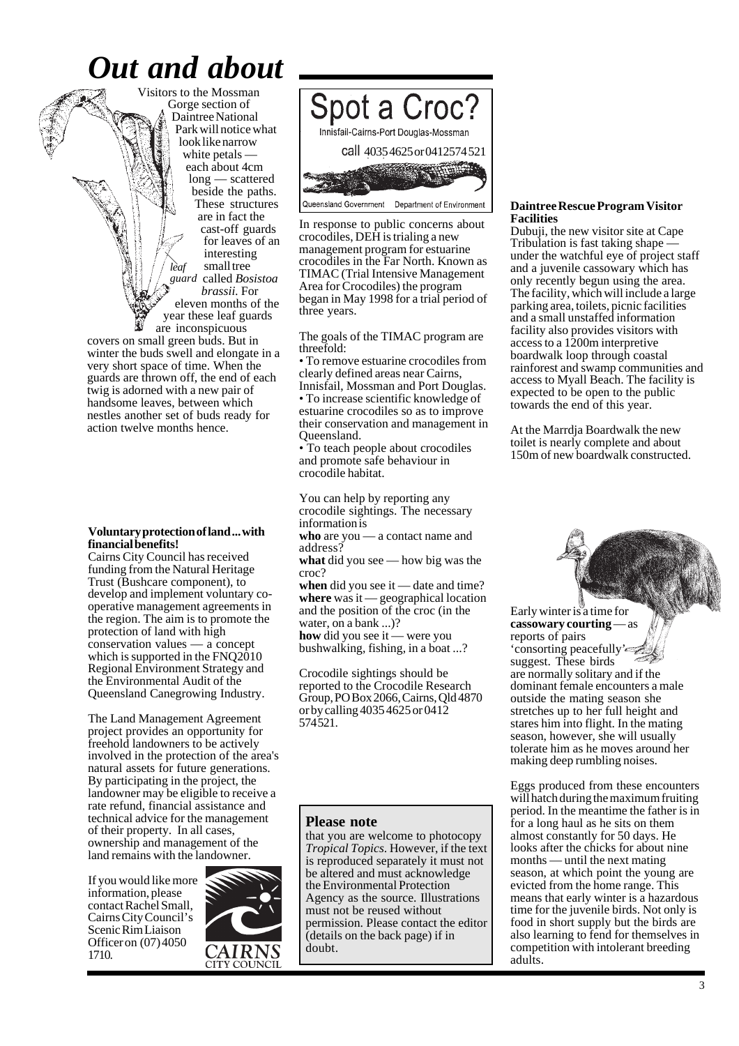# Out and about

Visitors to the Mossman Gorge section of Daintree National Park will notice what look like narrow white petals — each about 4cm long — scattered beside the paths. These structures are in fact the cast-off guards for leaves of an interesting small tree called *Bosistoa brassii*. For eleven months of the year these leaf guards are inconspicuous covers on small green buds. But in winter the buds swell and elongate in a very short space of time. When the guards are thrown off, the end of each twig is adorned with a new pair of handsome leaves, between which nestles another set of buds ready for action twelve months hence.

*leaf guard*

**Voluntary protection of land ... with financial benefits!**

Cairns City Council has received funding from the Natural Heritage Trust (Bushcare component), to develop and implement voluntary co-operative management agreements in the region. The aim is to promote the protection of land with high conservation values — a concept which is supported in the FNQ2010 Regional Environment Strategy and the Environmental Audit of the Queensland Canegrowing Industry.

The Land Management Agreement project provides an opportunity for freehold landowners to be actively involved in the protection of the area's natural assets for future generations. By participating in the project, the landowner may be eligible to receive a rate refund, financial assistance and technical advice for the management of their property. In all cases, ownership and management of the land remains with the landowner.

If you would like more information, please contact Rachel Small, Cairns City Council's Scenic Rim Liaison Officer on (07) 4050 1710.

CAIRNS CITY COUNCIL

**Spot a Croc?**
Innisfail-Cairns-Port Douglas-Mossman
call 4035 4625 or 0412574 521
Queensland Government Department of Environment

In response to public concerns about crocodiles, DEH is trialing a new management program for estuarine crocodiles in the Far North. Known as TIMAC (Trial Intensive Management Area for Crocodiles) the program began in May 1998 for a trial period of three years.

The goals of the TIMAC program are threefold:

- To remove estuarine crocodiles from clearly defined areas near Cairns, Innisfail, Mossman and Port Douglas.
- To increase scientific knowledge of estuarine crocodiles so as to improve their conservation and management in Queensland.
- To teach people about crocodiles and promote safe behaviour in crocodile habitat.

You can help by reporting any crocodile sightings. The necessary information is

**who** are you — a contact name and address?
**what** did you see — how big was the croc?
**when** did you see it — date and time?
**where** was it — geographical location and the position of the croc (in the water, on a bank ...)?
**how** did you see it — were you bushwalking, fishing, in a boat ...?

Crocodile sightings should be reported to the Crocodile Research Group, PO Box 2066, Cairns, Qld 4870 or by calling 4035 4625 or 0412 574521.

**Please note**

that you are welcome to photocopy *Tropical Topics*. However, if the text is reproduced separately it must not be altered and must acknowledge the Environmental Protection Agency as the source. Illustrations must not be reused without permission. Please contact the editor (details on the back page) if in doubt.

**Daintree Rescue Program Visitor Facilities**

Dubuji, the new visitor site at Cape Tribulation is fast taking shape — under the watchful eye of project staff and a juvenile cassowary which has only recently begun using the area. The facility, which will include a large parking area, toilets, picnic facilities and a small unstaffed information facility also provides visitors with access to a 1200m interpretive boardwalk loop through coastal rainforest and swamp communities and access to Myall Beach. The facility is expected to be open to the public towards the end of this year.

At the Marrdja Boardwalk the new toilet is nearly complete and about 150m of new boardwalk constructed.

Early winter is a time for **cassowary courting** — as reports of pairs 'consorting peacefully' suggest. These birds are normally solitary and if the dominant female encounters a male outside the mating season she stretches up to her full height and stares him into flight. In the mating season, however, she will usually tolerate him as he moves around her making deep rumbling noises.

Eggs produced from these encounters will hatch during the maximum fruiting period. In the meantime the father is in for a long haul as he sits on them almost constantly for 50 days. He looks after the chicks for about nine months — until the next mating season, at which point the young are evicted from the home range. This means that early winter is a hazardous time for the juvenile birds. Not only is food in short supply but the birds are also learning to fend for themselves in competition with intolerant breeding adults.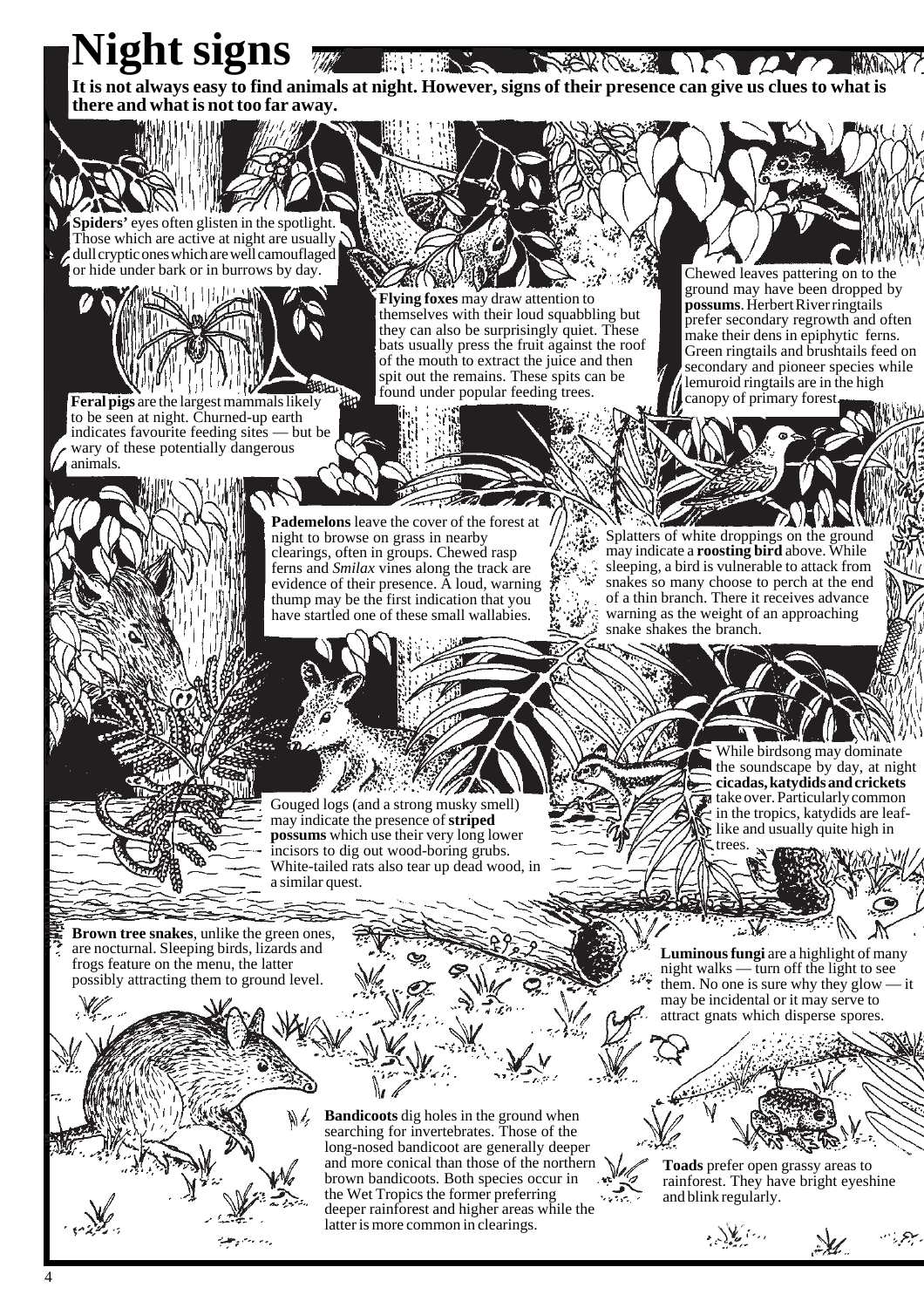# Night signs

**It is not always easy to find animals at night. However, signs of their presence can give us clues to what is there and what is not too far away.**

**Spiders'** eyes often glisten in the spotlight. Those which are active at night are usually dull cryptic ones which are well camouflaged or hide under bark or in burrows by day.

**Flying foxes** may draw attention to themselves with their loud squabbling but they can also be surprisingly quiet. These bats usually press the fruit against the roof of the mouth to extract the juice and then spit out the remains. These spits can be found under popular feeding trees.

Chewed leaves pattering on to the ground may have been dropped by **possums**. Herbert River ringtails prefer secondary regrowth and often make their dens in epiphytic ferns. Green ringtails and brushtails feed on secondary and pioneer species while lemuroid ringtails are in the high canopy of primary forest.

**Feral pigs** are the largest mammals likely to be seen at night. Churned-up earth indicates favourite feeding sites — but be wary of these potentially dangerous animals.

**Pademelons** leave the cover of the forest at night to browse on grass in nearby clearings, often in groups. Chewed rasp ferns and *Smilax* vines along the track are evidence of their presence. A loud, warning thump may be the first indication that you have startled one of these small wallabies.

Splatters of white droppings on the ground may indicate a **roosting bird** above. While sleeping, a bird is vulnerable to attack from snakes so many choose to perch at the end of a thin branch. There it receives advance warning as the weight of an approaching snake shakes the branch.

While birdsong may dominate the soundscape by day, at night **cicadas, katydids and crickets** take over. Particularly common in the tropics, katydids are leaf-like and usually quite high in trees.

Gouged logs (and a strong musky smell) may indicate the presence of **striped possums** which use their very long lower incisors to dig out wood-boring grubs. White-tailed rats also tear up dead wood, in a similar quest.

**Brown tree snakes**, unlike the green ones, are nocturnal. Sleeping birds, lizards and frogs feature on the menu, the latter possibly attracting them to ground level.

**Luminous fungi** are a highlight of many night walks — turn off the light to see them. No one is sure why they glow — it may be incidental or it may serve to attract gnats which disperse spores.

**Bandicoots** dig holes in the ground when searching for invertebrates. Those of the long-nosed bandicoot are generally deeper and more conical than those of the northern brown bandicoots. Both species occur in the Wet Tropics the former preferring deeper rainforest and higher areas while the latter is more common in clearings.

**Toads** prefer open grassy areas to rainforest. They have bright eyeshine and blink regularly.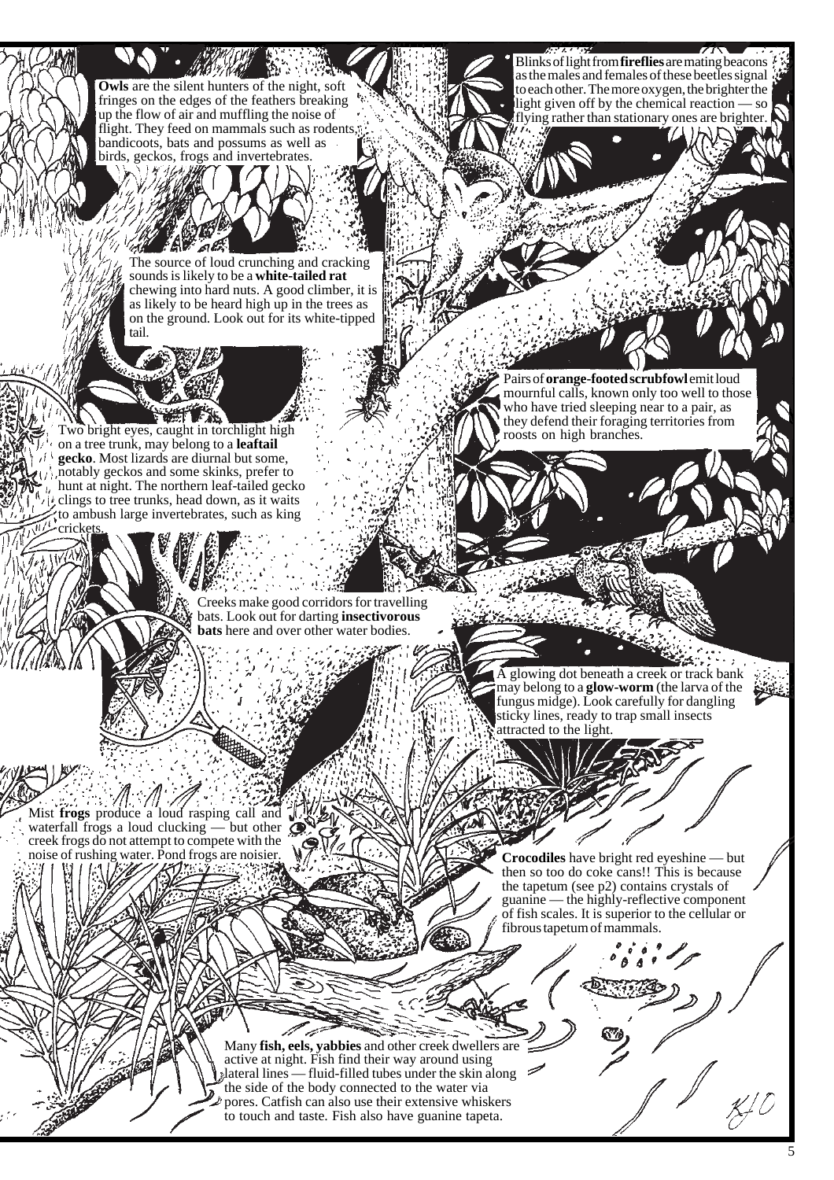**Owls** are the silent hunters of the night, soft fringes on the edges of the feathers breaking up the flow of air and muffling the noise of flight. They feed on mammals such as rodents, bandicoots, bats and possums as well as birds, geckos, frogs and invertebrates.

Blinks of light from **fireflies** are mating beacons as the males and females of these beetles signal to each other. The more oxygen, the brighter the light given off by the chemical reaction — so flying rather than stationary ones are brighter.

The source of loud crunching and cracking sounds is likely to be a **white-tailed rat** chewing into hard nuts. A good climber, it is as likely to be heard high up in the trees as on the ground. Look out for its white-tipped tail.

Pairs of **orange-footed scrubfowl** emit loud mournful calls, known only too well to those who have tried sleeping near to a pair, as they defend their foraging territories from roosts on high branches.

Two bright eyes, caught in torchlight high on a tree trunk, may belong to a **leaftail gecko**. Most lizards are diurnal but some, notably geckos and some skinks, prefer to hunt at night. The northern leaf-tailed gecko clings to tree trunks, head down, as it waits to ambush large invertebrates, such as king crickets.

Creeks make good corridors for travelling bats. Look out for darting **insectivorous bats** here and over other water bodies.

A glowing dot beneath a creek or track bank may belong to a **glow-worm** (the larva of the fungus midge). Look carefully for dangling sticky lines, ready to trap small insects attracted to the light.

Mist **frogs** produce a loud rasping call and waterfall frogs a loud clucking — but other creek frogs do not attempt to compete with the noise of rushing water. Pond frogs are noisier.

**Crocodiles** have bright red eyeshine — but then so too do coke cans!! This is because the tapetum (see p2) contains crystals of guanine — the highly-reflective component of fish scales. It is superior to the cellular or fibrous tapetum of mammals.

Many **fish, eels, yabbies** and other creek dwellers are active at night. Fish find their way around using lateral lines — fluid-filled tubes under the skin along the side of the body connected to the water via pores. Catfish can also use their extensive whiskers to touch and taste. Fish also have guanine tapeta.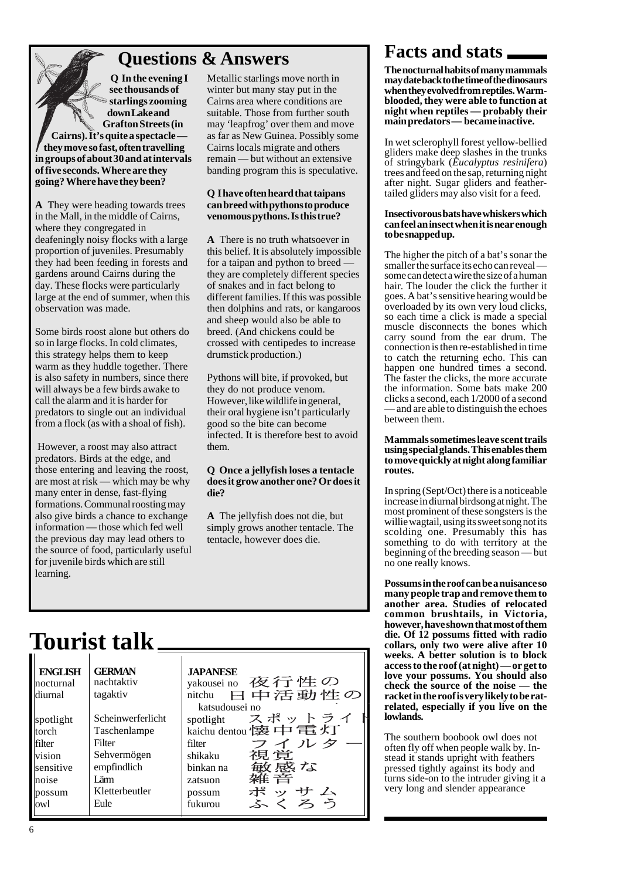# Questions & Answers

**Q In the evening I see thousands of starlings zooming down Lake and Grafton Streets (in Cairns). It's quite a spectacle — they move so fast, often travelling in groups of about 30 and at intervals of five seconds. Where are they going? Where have they been?**

**A** They were heading towards trees in the Mall, in the middle of Cairns, where they congregated in deafeningly noisy flocks with a large proportion of juveniles. Presumably they had been feeding in forests and gardens around Cairns during the day. These flocks were particularly large at the end of summer, when this observation was made.

Some birds roost alone but others do so in large flocks. In cold climates, this strategy helps them to keep warm as they huddle together. There is also safety in numbers, since there will always be a few birds awake to call the alarm and it is harder for predators to single out an individual from a flock (as with a shoal of fish).

However, a roost may also attract predators. Birds at the edge, and those entering and leaving the roost, are most at risk — which may be why many enter in dense, fast-flying formations. Communal roosting may also give birds a chance to exchange information — those which fed well the previous day may lead others to the source of food, particularly useful for juvenile birds which are still learning.

Metallic starlings move north in winter but many stay put in the Cairns area where conditions are suitable. Those from further south may 'leapfrog' over them and move as far as New Guinea. Possibly some Cairns locals migrate and others remain — but without an extensive banding program this is speculative.

**Q I have often heard that taipans can breed with pythons to produce venomous pythons. Is this true?**

**A** There is no truth whatsoever in this belief. It is absolutely impossible for a taipan and python to breed — they are completely different species of snakes and in fact belong to different families. If this was possible then dolphins and rats, or kangaroos and sheep would also be able to breed. (And chickens could be crossed with centipedes to increase drumstick production.)

Pythons will bite, if provoked, but they do not produce venom. However, like wildlife in general, their oral hygiene isn't particularly good so the bite can become infected. It is therefore best to avoid them.

**Q Once a jellyfish loses a tentacle does it grow another one? Or does it die?**

**A** The jellyfish does not die, but simply grows another tentacle. The tentacle, however does die.

# Tourist talk

| ENGLISH | GERMAN | JAPANESE | |
|---|---|---|---|
| nocturnal | nachtaktiv | yakousei no | 夜行性の |
| diurnal | tagaktiv | nitchu katsudousei no | 日中活動性の |
| spotlight | Scheinwerferlicht | spotlight | スポットライト |
| torch | Taschenlampe | kaichu dentou | 懐中電灯 |
| filter | Filter | filter | フィルター |
| vision | Sehvermögen | shikaku | 視覚 |
| sensitive | empfindlich | binkan na | 敏感な |
| noise | Lärm | zatsuon | 雑音 |
| possum | Kletterbeutler | possum | ポッサム |
| owl | Eule | fukurou | ふくろう |

# Facts and stats

**The nocturnal habits of many mammals may date back to the time of the dinosaurs when they evolved from reptiles. Warm-blooded, they were able to function at night when reptiles — probably their main predators — became inactive.**

In wet sclerophyll forest yellow-bellied gliders make deep slashes in the trunks of stringybark (*Eucalyptus resinifera*) trees and feed on the sap, returning night after night. Sugar gliders and feather-tailed gliders may also visit for a feed.

**Insectivorous bats have whiskers which can feel an insect when it is near enough to be snapped up.**

The higher the pitch of a bat's sonar the smaller the surface its echo can reveal — some can detect a wire the size of a human hair. The louder the click the further it goes. A bat's sensitive hearing would be overloaded by its own very loud clicks, so each time a click is made a special muscle disconnects the bones which carry sound from the ear drum. The connection is then re-established in time to catch the returning echo. This can happen one hundred times a second. The faster the clicks, the more accurate the information. Some bats make 200 clicks a second, each 1/2000 of a second — and are able to distinguish the echoes between them.

**Mammals sometimes leave scent trails using special glands. This enables them to move quickly at night along familiar routes.**

In spring (Sept/Oct) there is a noticeable increase in diurnal birdsong at night. The most prominent of these songsters is the willie wagtail, using its sweet song not its scolding one. Presumably this has something to do with territory at the beginning of the breeding season — but no one really knows.

**Possums in the roof can be a nuisance so many people trap and remove them to another area. Studies of relocated common brushtails, in Victoria, however, have shown that most of them die. Of 12 possums fitted with radio collars, only two were alive after 10 weeks. A better solution is to block access to the roof (at night) — or get to love your possums. You should also check the source of the noise — the racket in the roof is very likely to be rat-related, especially if you live on the lowlands.**

The southern boobook owl does not often fly off when people walk by. Instead it stands upright with feathers pressed tightly against its body and turns side-on to the intruder giving it a very long and slender appearance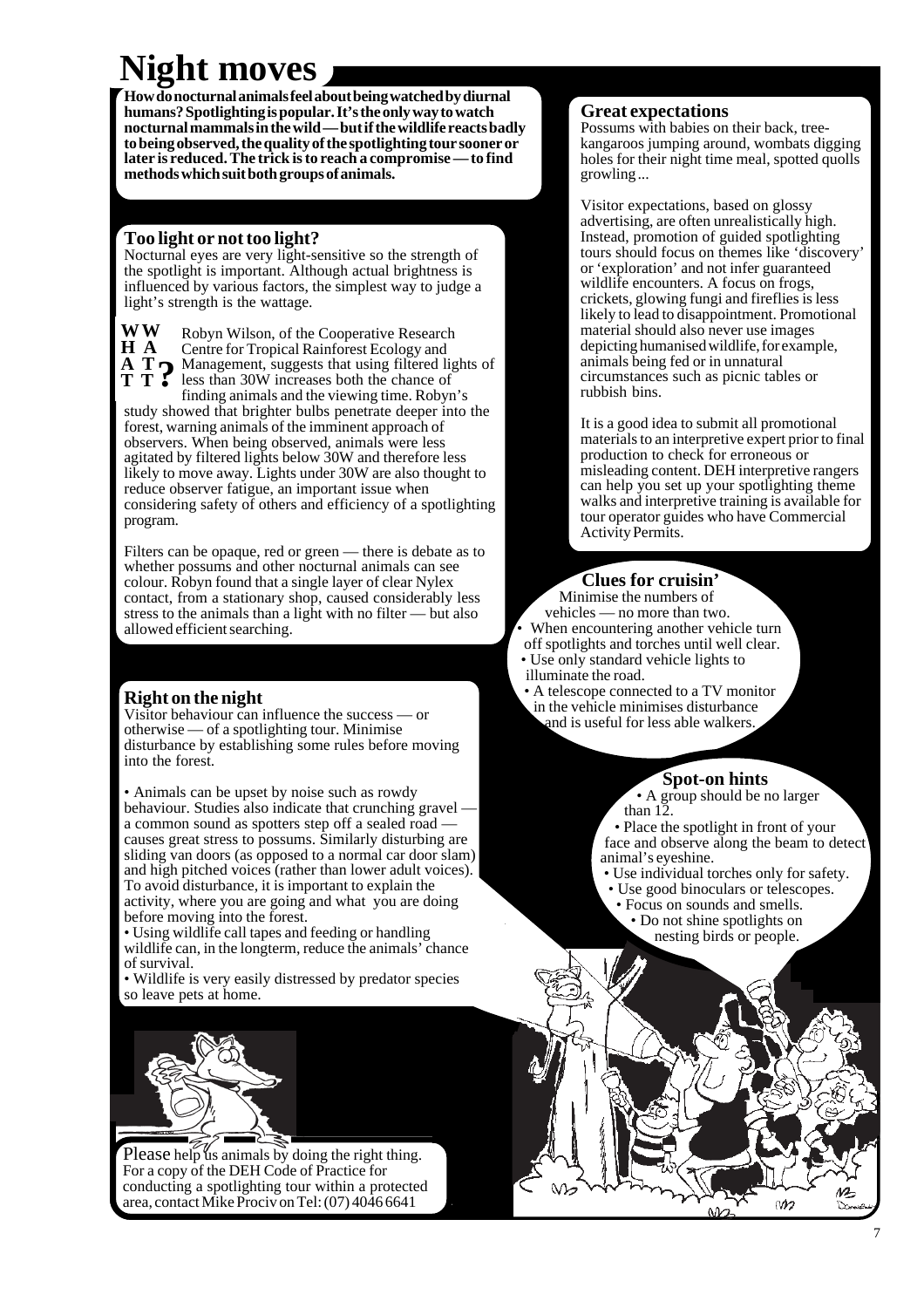# Night moves

**How do nocturnal animals feel about being watched by diurnal humans? Spotlighting is popular. It's the only way to watch nocturnal mammals in the wild — but if the wildlife reacts badly to being observed, the quality of the spotlighting tour sooner or later is reduced. The trick is to reach a compromise — to find methods which suit both groups of animals.**

## Too light or not too light?

Nocturnal eyes are very light-sensitive so the strength of the spotlight is important. Although actual brightness is influenced by various factors, the simplest way to judge a light's strength is the wattage.

**WHAT WATT?**

Robyn Wilson, of the Cooperative Research Centre for Tropical Rainforest Ecology and Management, suggests that using filtered lights of less than 30W increases both the chance of finding animals and the viewing time. Robyn's study showed that brighter bulbs penetrate deeper into the forest, warning animals of the imminent approach of observers. When being observed, animals were less agitated by filtered lights below 30W and therefore less likely to move away. Lights under 30W are also thought to reduce observer fatigue, an important issue when considering safety of others and efficiency of a spotlighting program.

Filters can be opaque, red or green — there is debate as to whether possums and other nocturnal animals can see colour. Robyn found that a single layer of clear Nylex contact, from a stationary shop, caused considerably less stress to the animals than a light with no filter — but also allowed efficient searching.

## Right on the night

Visitor behaviour can influence the success — or otherwise — of a spotlighting tour. Minimise disturbance by establishing some rules before moving into the forest.

- Animals can be upset by noise such as rowdy behaviour. Studies also indicate that crunching gravel — a common sound as spotters step off a sealed road — causes great stress to possums. Similarly disturbing are sliding van doors (as opposed to a normal car door slam) and high pitched voices (rather than lower adult voices). To avoid disturbance, it is important to explain the activity, where you are going and what you are doing before moving into the forest.
- Using wildlife call tapes and feeding or handling wildlife can, in the longterm, reduce the animals' chance of survival.
- Wildlife is very easily distressed by predator species so leave pets at home.

Please help us animals by doing the right thing. For a copy of the DEH Code of Practice for conducting a spotlighting tour within a protected area, contact Mike Prociv on Tel: (07) 4046 6641

## Great expectations

Possums with babies on their back, tree-kangaroos jumping around, wombats digging holes for their night time meal, spotted quolls growling...

Visitor expectations, based on glossy advertising, are often unrealistically high. Instead, promotion of guided spotlighting tours should focus on themes like 'discovery' or 'exploration' and not infer guaranteed wildlife encounters. A focus on frogs, crickets, glowing fungi and fireflies is less likely to lead to disappointment. Promotional material should also never use images depicting humanised wildlife, for example, animals being fed or in unnatural circumstances such as picnic tables or rubbish bins.

It is a good idea to submit all promotional materials to an interpretive expert prior to final production to check for erroneous or misleading content. DEH interpretive rangers can help you set up your spotlighting theme walks and interpretive training is available for tour operator guides who have Commercial Activity Permits.

## Clues for cruisin'

- Minimise the numbers of vehicles — no more than two.
- When encountering another vehicle turn off spotlights and torches until well clear.
- Use only standard vehicle lights to illuminate the road.
- A telescope connected to a TV monitor in the vehicle minimises disturbance and is useful for less able walkers.

## Spot-on hints

- A group should be no larger than 12.
- Place the spotlight in front of your face and observe along the beam to detect animal's eyeshine.
- Use individual torches only for safety.
- Use good binoculars or telescopes.
- Focus on sounds and smells.
- Do not shine spotlights on nesting birds or people.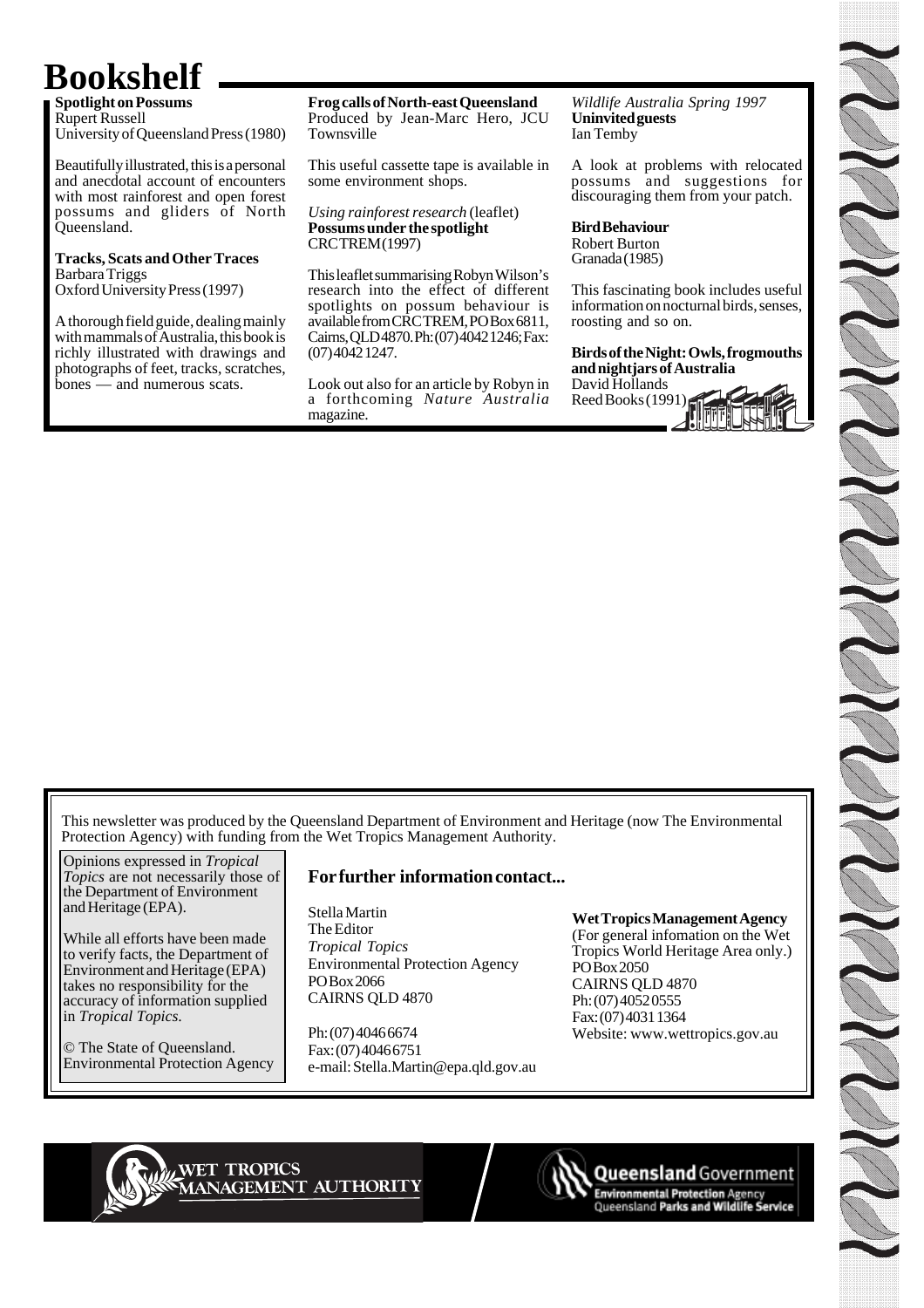# Bookshelf

**Spotlight on Possums**
Rupert Russell
University of Queensland Press (1980)

Beautifully illustrated, this is a personal and anecdotal account of encounters with most rainforest and open forest possums and gliders of North Queensland.

**Tracks, Scats and Other Traces**
Barbara Triggs
Oxford University Press (1997)

A thorough field guide, dealing mainly with mammals of Australia, this book is richly illustrated with drawings and photographs of feet, tracks, scratches, bones — and numerous scats.

**Frog calls of North-east Queensland**
Produced by Jean-Marc Hero, JCU Townsville

This useful cassette tape is available in some environment shops.

*Using rainforest research* (leaflet)
**Possums under the spotlight**
CRCTREM (1997)

This leaflet summarising Robyn Wilson's research into the effect of different spotlights on possum behaviour is available from CRCTREM, PO Box 6811, Cairns, QLD 4870. Ph: (07) 4042 1246; Fax: (07) 4042 1247.

Look out also for an article by Robyn in a forthcoming *Nature Australia* magazine.

*Wildlife Australia Spring 1997*
**Uninvited guests**
Ian Temby

A look at problems with relocated possums and suggestions for discouraging them from your patch.

**Bird Behaviour**
Robert Burton
Granada (1985)

This fascinating book includes useful information on nocturnal birds, senses, roosting and so on.

**Birds of the Night: Owls, frogmouths and nightjars of Australia**
David Hollands
Reed Books (1991)

---

This newsletter was produced by the Queensland Department of Environment and Heritage (now The Environmental Protection Agency) with funding from the Wet Tropics Management Authority.

Opinions expressed in *Tropical Topics* are not necessarily those of the Department of Environment and Heritage (EPA).

While all efforts have been made to verify facts, the Department of Environment and Heritage (EPA) takes no responsibility for the accuracy of information supplied in *Tropical Topics*.

© The State of Queensland. Environmental Protection Agency

## For further information contact...

Stella Martin
The Editor
*Tropical Topics*
Environmental Protection Agency
PO Box 2066
CAIRNS QLD 4870

Ph: (07) 4046 6674
Fax: (07) 4046 6751
e-mail: Stella.Martin@epa.qld.gov.au

**Wet Tropics Management Agency**
(For general infomation on the Wet Tropics World Heritage Area only.)
PO Box 2050
CAIRNS QLD 4870
Ph: (07) 4052 0555
Fax: (07) 4031 1364
Website: www.wettropics.gov.au

WET TROPICS MANAGEMENT AUTHORITY

Queensland Government
Environmental Protection Agency
Queensland Parks and Wildlife Service